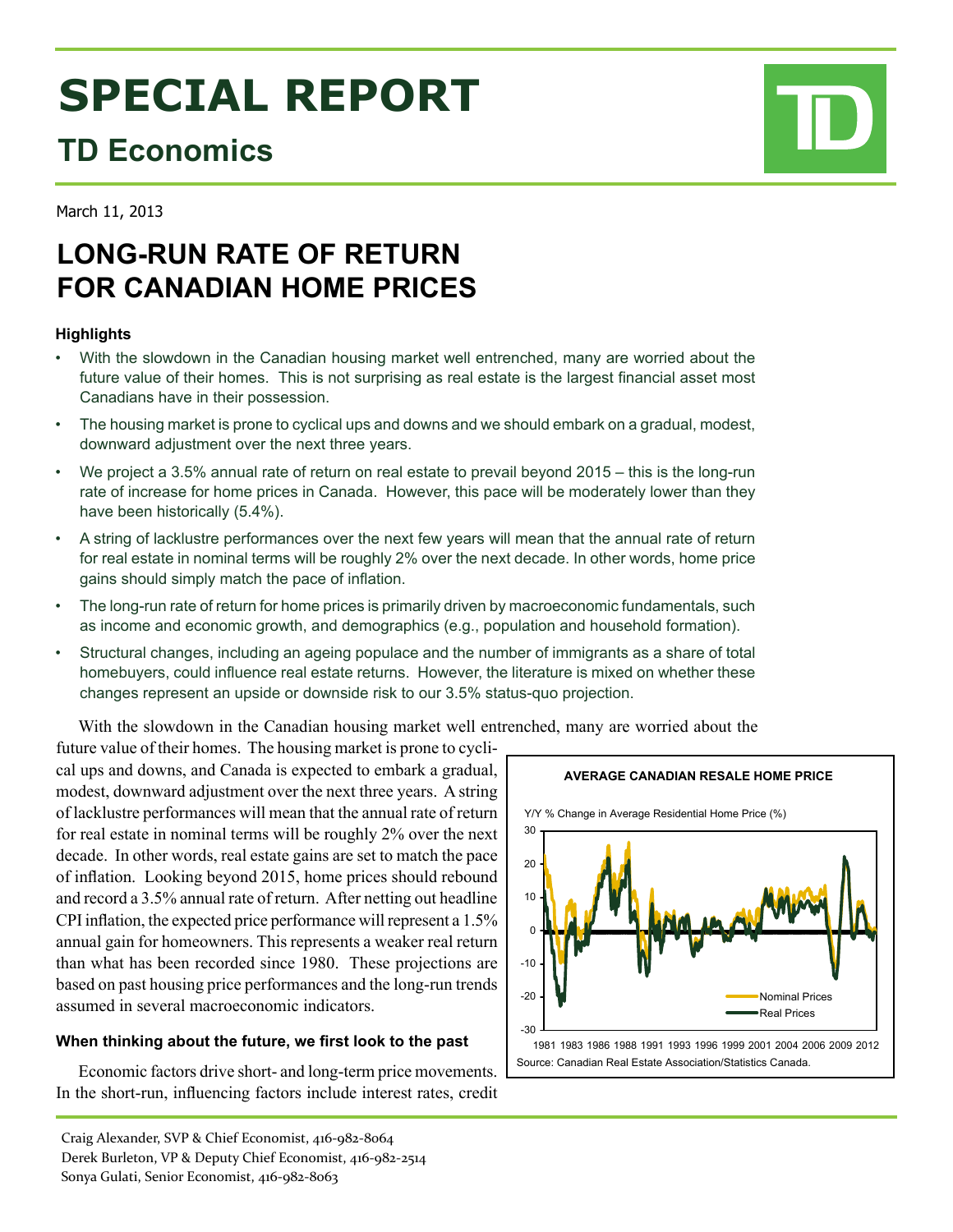# SPECIAL REPORT

## TD Economics

March 11, 2013

# LONG-RUN RATE OF RETURN FOR CANADIAN HOME PRICES

### Highlights

- With the slowdown in the Canadian housing market well entrenched, many are worried about the future value of their homes. This is not surprising as real estate is the largest financial asset most Canadians have in their possession.
- The housing market is prone to cyclical ups and downs and we should embark on a gradual, modest, downward adjustment over the next three years.
- We project a 3.5% annual rate of return on real estate to prevail beyond 2015 – this is the long-run rate of increase for home prices in Canada. However, this pace will be moderately lower than they have been historically (5.4%).
- A string of lacklustre performances over the next few years will mean that the annual rate of return for real estate in nominal terms will be roughly 2% over the next decade. In other words, home price gains should simply match the pace of inflation.
- The long-run rate of return for home prices is primarily driven by macroeconomic fundamentals, such as income and economic growth, and demographics (e.g., population and household formation).
- Structural changes, including an ageing populace and the number of immigrants as a share of total homebuyers, could influence real estate returns. However, the literature is mixed on whether these changes represent an upside or downside risk to our 3.5% status-quo projection.

With the slowdown in the Canadian housing market well entrenched, many are worried about the future value of their homes. The housing market is prone to cyclical ups and downs, and Canada is expected to embark a gradual, modest, downward adjustment over the next three years. A string of lacklustre performances will mean that the annual rate of return for real estate in nominal terms will be roughly 2% over the next decade. In other words, real estate gains are set to match the pace of inflation. Looking beyond 2015, home prices should rebound and record a 3.5% annual rate of return. After netting out headline CPI inflation, the expected price performance will represent a 1.5% annual gain for homeowners. This represents a weaker real return than what has been recorded since 1980. These projections are based on past housing price performances and the long-run trends assumed in several macroeconomic indicators.

**AVERAGE CANADIAN RESALE HOME PRICE**

Y/Y % Change in Average Residential Home Price (%)

Legend: Nominal Prices; Real Prices

Source: Canadian Real Estate Association/Statistics Canada.

### When thinking about the future, we first look to the past

Economic factors drive short- and long-term price movements. In the short-run, influencing factors include interest rates, credit

Craig Alexander, SVP & Chief Economist, 416-982-8064
Derek Burleton, VP & Deputy Chief Economist, 416-982-2514
Sonya Gulati, Senior Economist, 416-982-8063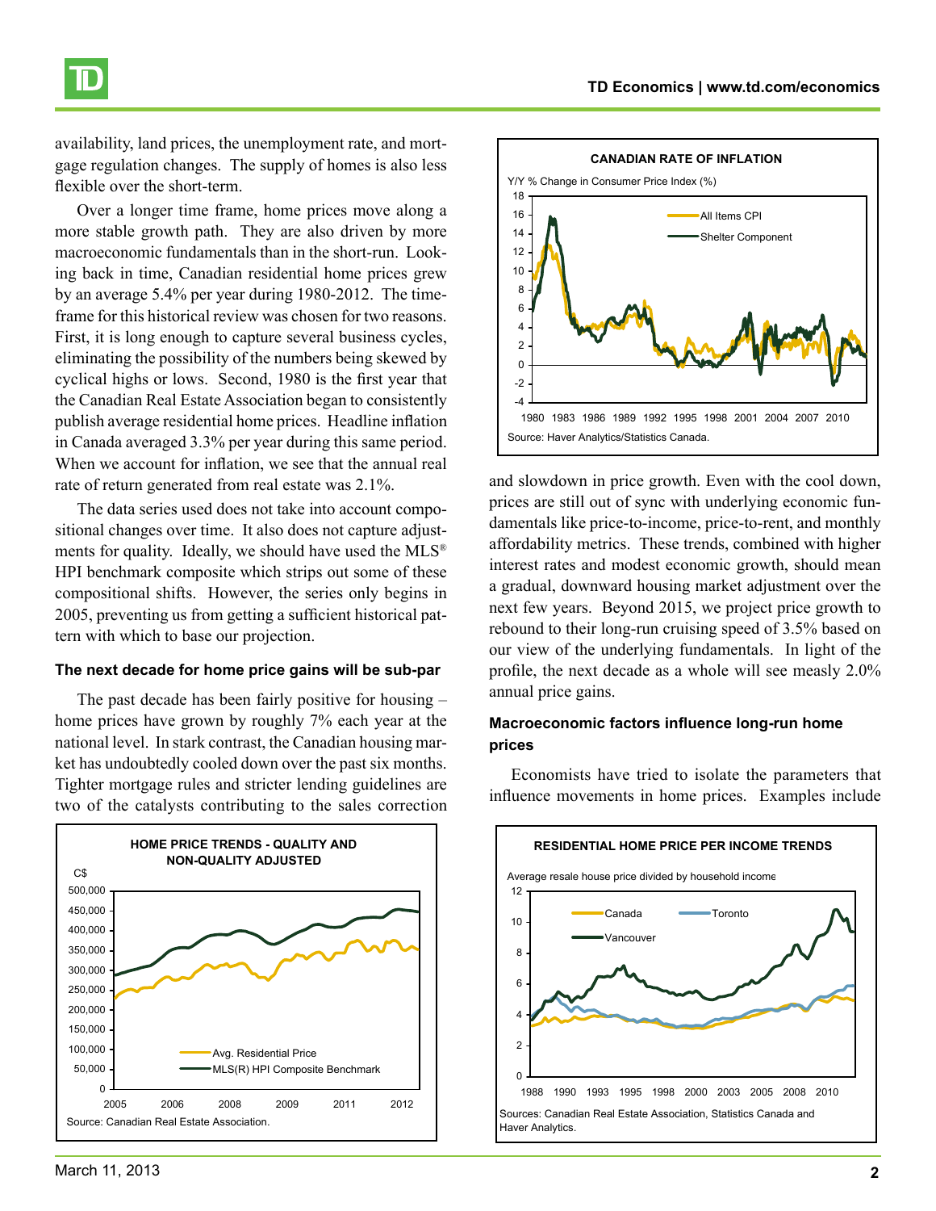availability, land prices, the unemployment rate, and mortgage regulation changes. The supply of homes is also less flexible over the short-term.

Over a longer time frame, home prices move along a more stable growth path. They are also driven by more macroeconomic fundamentals than in the short-run. Looking back in time, Canadian residential home prices grew by an average 5.4% per year during 1980-2012. The timeframe for this historical review was chosen for two reasons. First, it is long enough to capture several business cycles, eliminating the possibility of the numbers being skewed by cyclical highs or lows. Second, 1980 is the first year that the Canadian Real Estate Association began to consistently publish average residential home prices. Headline inflation in Canada averaged 3.3% per year during this same period. When we account for inflation, we see that the annual real rate of return generated from real estate was 2.1%.

The data series used does not take into account compositional changes over time. It also does not capture adjustments for quality. Ideally, we should have used the MLS® HPI benchmark composite which strips out some of these compositional shifts. However, the series only begins in 2005, preventing us from getting a sufficient historical pattern with which to base our projection.

### The next decade for home price gains will be sub-par

The past decade has been fairly positive for housing – home prices have grown by roughly 7% each year at the national level. In stark contrast, the Canadian housing market has undoubtedly cooled down over the past six months. Tighter mortgage rules and stricter lending guidelines are two of the catalysts contributing to the sales correction and slowdown in price growth. Even with the cool down, prices are still out of sync with underlying economic fundamentals like price-to-income, price-to-rent, and monthly affordability metrics. These trends, combined with higher interest rates and modest economic growth, should mean a gradual, downward housing market adjustment over the next few years. Beyond 2015, we project price growth to rebound to their long-run cruising speed of 3.5% based on our view of the underlying fundamentals. In light of the profile, the next decade as a whole will see measly 2.0% annual price gains.

**CANADIAN RATE OF INFLATION**

Y/Y % Change in Consumer Price Index (%) — All Items CPI; Shelter Component

Source: Haver Analytics/Statistics Canada.

**HOME PRICE TRENDS - QUALITY AND NON-QUALITY ADJUSTED**

C$ — Avg. Residential Price; MLS(R) HPI Composite Benchmark

Source: Canadian Real Estate Association.

### Macroeconomic factors influence long-run home prices

Economists have tried to isolate the parameters that influence movements in home prices. Examples include

**RESIDENTIAL HOME PRICE PER INCOME TRENDS**

Average resale house price divided by household income — Canada; Toronto; Vancouver

Sources: Canadian Real Estate Association, Statistics Canada and Haver Analytics.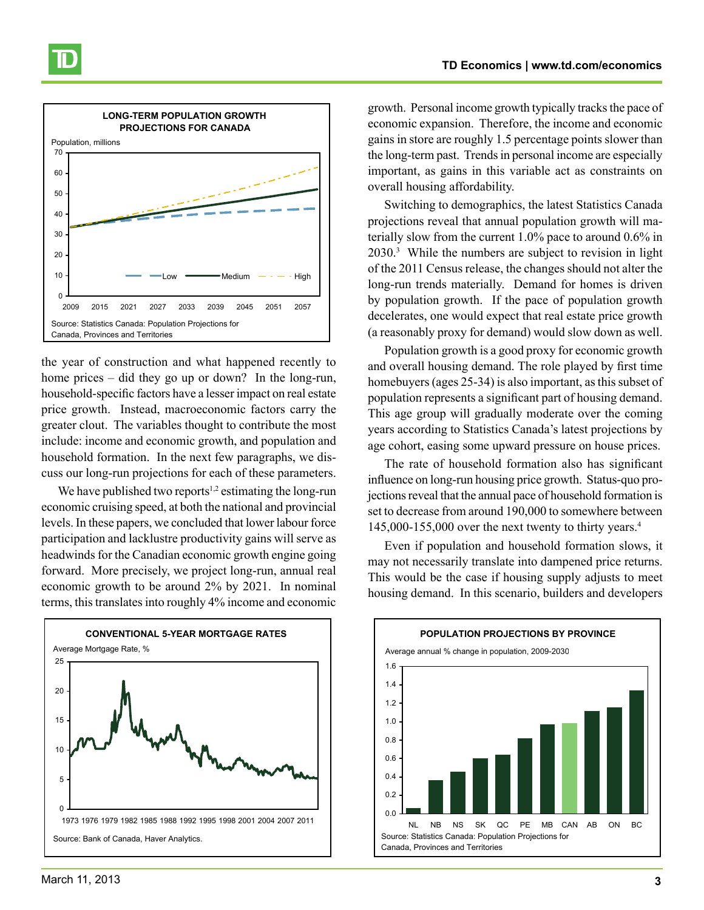**LONG-TERM POPULATION GROWTH PROJECTIONS FOR CANADA**

Source: Statistics Canada: Population Projections for Canada, Provinces and Territories

the year of construction and what happened recently to home prices – did they go up or down? In the long-run, household-specific factors have a lesser impact on real estate price growth. Instead, macroeconomic factors carry the greater clout. The variables thought to contribute the most include: income and economic growth, and population and household formation. In the next few paragraphs, we discuss our long-run projections for each of these parameters.

We have published two reports[1,2] estimating the long-run economic cruising speed, at both the national and provincial levels. In these papers, we concluded that lower labour force participation and lacklustre productivity gains will serve as headwinds for the Canadian economic growth engine going forward. More precisely, we project long-run, annual real economic growth to be around 2% by 2021. In nominal terms, this translates into roughly 4% income and economic growth. Personal income growth typically tracks the pace of economic expansion. Therefore, the income and economic gains in store are roughly 1.5 percentage points slower than the long-term past. Trends in personal income are especially important, as gains in this variable act as constraints on overall housing affordability.

Switching to demographics, the latest Statistics Canada projections reveal that annual population growth will materially slow from the current 1.0% pace to around 0.6% in 2030.[3] While the numbers are subject to revision in light of the 2011 Census release, the changes should not alter the long-run trends materially. Demand for homes is driven by population growth. If the pace of population growth decelerates, one would expect that real estate price growth (a reasonably proxy for demand) would slow down as well.

Population growth is a good proxy for economic growth and overall housing demand. The role played by first time homebuyers (ages 25-34) is also important, as this subset of population represents a significant part of housing demand. This age group will gradually moderate over the coming years according to Statistics Canada's latest projections by age cohort, easing some upward pressure on house prices.

The rate of household formation also has significant influence on long-run housing price growth. Status-quo projections reveal that the annual pace of household formation is set to decrease from around 190,000 to somewhere between 145,000-155,000 over the next twenty to thirty years.[4]

Even if population and household formation slows, it may not necessarily translate into dampened price returns. This would be the case if housing supply adjusts to meet housing demand. In this scenario, builders and developers

**CONVENTIONAL 5-YEAR MORTGAGE RATES**

Source: Bank of Canada, Haver Analytics.

**POPULATION PROJECTIONS BY PROVINCE**

Source: Statistics Canada: Population Projections for Canada, Provinces and Territories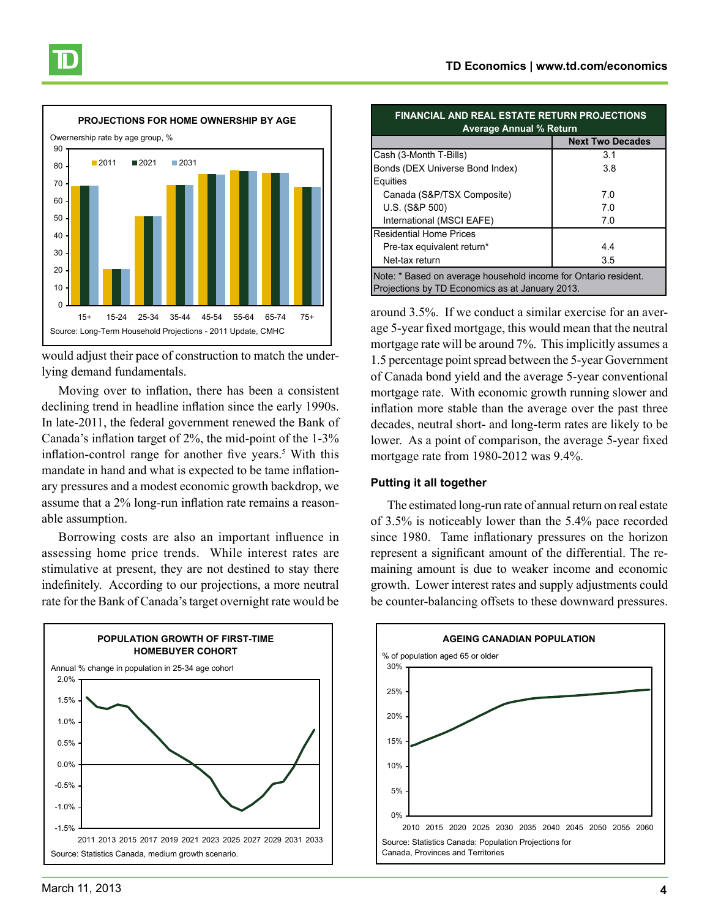**PROJECTIONS FOR HOME OWNERSHIP BY AGE**

Ownership rate by age group, %

Source: Long-Term Household Projections - 2011 Update, CMHC

would adjust their pace of construction to match the underlying demand fundamentals.

Moving over to inflation, there has been a consistent declining trend in headline inflation since the early 1990s. In late-2011, the federal government renewed the Bank of Canada's inflation target of 2%, the mid-point of the 1-3% inflation-control range for another five years.[5] With this mandate in hand and what is expected to be tame inflationary pressures and a modest economic growth backdrop, we assume that a 2% long-run inflation rate remains a reasonable assumption.

Borrowing costs are also an important influence in assessing home price trends. While interest rates are stimulative at present, they are not destined to stay there indefinitely. According to our projections, a more neutral rate for the Bank of Canada's target overnight rate would be around 3.5%. If we conduct a similar exercise for an average 5-year fixed mortgage, this would mean that the neutral mortgage rate will be around 7%. This implicitly assumes a 1.5 percentage point spread between the 5-year Government of Canada bond yield and the average 5-year conventional mortgage rate. With economic growth running slower and inflation more stable than the average over the past three decades, neutral short- and long-term rates are likely to be lower. As a point of comparison, the average 5-year fixed mortgage rate from 1980-2012 was 9.4%.

**FINANCIAL AND REAL ESTATE RETURN PROJECTIONS**
Average Annual % Return

| | Next Two Decades |
|---|---|
| Cash (3-Month T-Bills) | 3.1 |
| Bonds (DEX Universe Bond Index) | 3.8 |
| Equities | |
| Canada (S&P/TSX Composite) | 7.0 |
| U.S. (S&P 500) | 7.0 |
| International (MSCI EAFE) | 7.0 |
| Residential Home Prices | |
| Pre-tax equivalent return* | 4.4 |
| Net-tax return | 3.5 |

Note: * Based on average household income for Ontario resident. Projections by TD Economics as at January 2013.

### Putting it all together

The estimated long-run rate of annual return on real estate of 3.5% is noticeably lower than the 5.4% pace recorded since 1980. Tame inflationary pressures on the horizon represent a significant amount of the differential. The remaining amount is due to weaker income and economic growth. Lower interest rates and supply adjustments could be counter-balancing offsets to these downward pressures.

**POPULATION GROWTH OF FIRST-TIME HOMEBUYER COHORT**

Annual % change in population in 25-34 age cohort

Source: Statistics Canada, medium growth scenario.

**AGEING CANADIAN POPULATION**

% of population aged 65 or older

Source: Statistics Canada: Population Projections for Canada, Provinces and Territories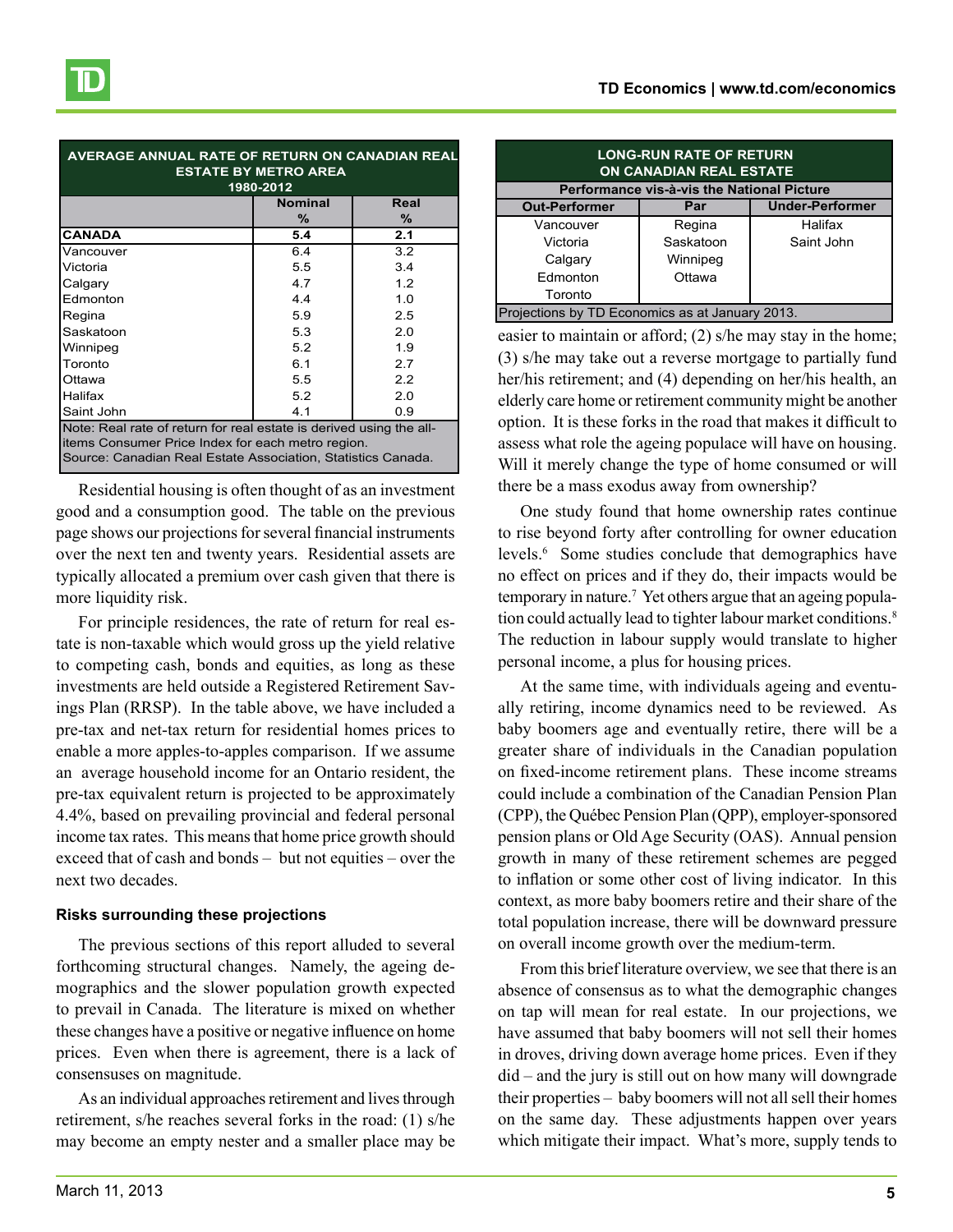| AVERAGE ANNUAL RATE OF RETURN ON CANADIAN REAL ESTATE BY METRO AREA 1980-2012 | | |
|---|---|---|
| | Nominal % | Real % |
| **CANADA** | **5.4** | **2.1** |
| Vancouver | 6.4 | 3.2 |
| Victoria | 5.5 | 3.4 |
| Calgary | 4.7 | 1.2 |
| Edmonton | 4.4 | 1.0 |
| Regina | 5.9 | 2.5 |
| Saskatoon | 5.3 | 2.0 |
| Winnipeg | 5.2 | 1.9 |
| Toronto | 6.1 | 2.7 |
| Ottawa | 5.5 | 2.2 |
| Halifax | 5.2 | 2.0 |
| Saint John | 4.1 | 0.9 |

Note: Real rate of return for real estate is derived using the all-items Consumer Price Index for each metro region.
Source: Canadian Real Estate Association, Statistics Canada.

| LONG-RUN RATE OF RETURN ON CANADIAN REAL ESTATE Performance vis-à-vis the National Picture | | |
|---|---|---|
| Out-Performer | Par | Under-Performer |
| Vancouver | Regina | Halifax |
| Victoria | Saskatoon | Saint John |
| Calgary | Winnipeg | |
| Edmonton | Ottawa | |
| Toronto | | |

Projections by TD Economics as at January 2013.

Residential housing is often thought of as an investment good and a consumption good. The table on the previous page shows our projections for several financial instruments over the next ten and twenty years. Residential assets are typically allocated a premium over cash given that there is more liquidity risk.

For principle residences, the rate of return for real estate is non-taxable which would gross up the yield relative to competing cash, bonds and equities, as long as these investments are held outside a Registered Retirement Savings Plan (RRSP). In the table above, we have included a pre-tax and net-tax return for residential homes prices to enable a more apples-to-apples comparison. If we assume an average household income for an Ontario resident, the pre-tax equivalent return is projected to be approximately 4.4%, based on prevailing provincial and federal personal income tax rates. This means that home price growth should exceed that of cash and bonds – but not equities – over the next two decades.

### Risks surrounding these projections

The previous sections of this report alluded to several forthcoming structural changes. Namely, the ageing demographics and the slower population growth expected to prevail in Canada. The literature is mixed on whether these changes have a positive or negative influence on home prices. Even when there is agreement, there is a lack of consensuses on magnitude.

As an individual approaches retirement and lives through retirement, s/he reaches several forks in the road: (1) s/he may become an empty nester and a smaller place may be easier to maintain or afford; (2) s/he may stay in the home; (3) s/he may take out a reverse mortgage to partially fund her/his retirement; and (4) depending on her/his health, an elderly care home or retirement community might be another option. It is these forks in the road that makes it difficult to assess what role the ageing populace will have on housing. Will it merely change the type of home consumed or will there be a mass exodus away from ownership?

One study found that home ownership rates continue to rise beyond forty after controlling for owner education levels.[6] Some studies conclude that demographics have no effect on prices and if they do, their impacts would be temporary in nature.[7] Yet others argue that an ageing population could actually lead to tighter labour market conditions.[8] The reduction in labour supply would translate to higher personal income, a plus for housing prices.

At the same time, with individuals ageing and eventually retiring, income dynamics need to be reviewed. As baby boomers age and eventually retire, there will be a greater share of individuals in the Canadian population on fixed-income retirement plans. These income streams could include a combination of the Canadian Pension Plan (CPP), the Québec Pension Plan (QPP), employer-sponsored pension plans or Old Age Security (OAS). Annual pension growth in many of these retirement schemes are pegged to inflation or some other cost of living indicator. In this context, as more baby boomers retire and their share of the total population increase, there will be downward pressure on overall income growth over the medium-term.

From this brief literature overview, we see that there is an absence of consensus as to what the demographic changes on tap will mean for real estate. In our projections, we have assumed that baby boomers will not sell their homes in droves, driving down average home prices. Even if they did – and the jury is still out on how many will downgrade their properties – baby boomers will not all sell their homes on the same day. These adjustments happen over years which mitigate their impact. What's more, supply tends to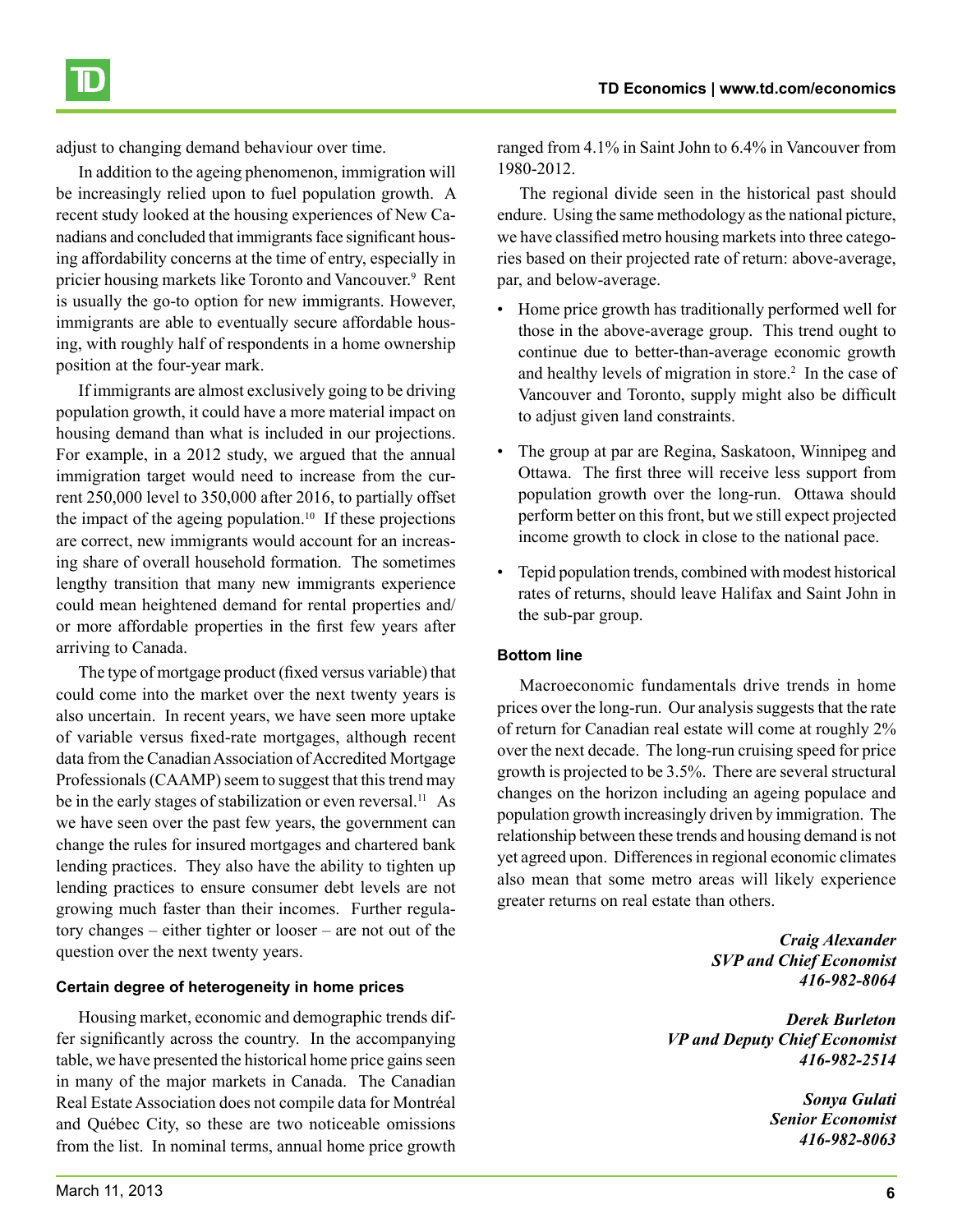adjust to changing demand behaviour over time.

In addition to the ageing phenomenon, immigration will be increasingly relied upon to fuel population growth. A recent study looked at the housing experiences of New Canadians and concluded that immigrants face significant housing affordability concerns at the time of entry, especially in pricier housing markets like Toronto and Vancouver.[9] Rent is usually the go-to option for new immigrants. However, immigrants are able to eventually secure affordable housing, with roughly half of respondents in a home ownership position at the four-year mark.

If immigrants are almost exclusively going to be driving population growth, it could have a more material impact on housing demand than what is included in our projections. For example, in a 2012 study, we argued that the annual immigration target would need to increase from the current 250,000 level to 350,000 after 2016, to partially offset the impact of the ageing population.[10] If these projections are correct, new immigrants would account for an increasing share of overall household formation. The sometimes lengthy transition that many new immigrants experience could mean heightened demand for rental properties and/or more affordable properties in the first few years after arriving to Canada.

The type of mortgage product (fixed versus variable) that could come into the market over the next twenty years is also uncertain. In recent years, we have seen more uptake of variable versus fixed-rate mortgages, although recent data from the Canadian Association of Accredited Mortgage Professionals (CAAMP) seem to suggest that this trend may be in the early stages of stabilization or even reversal.[11] As we have seen over the past few years, the government can change the rules for insured mortgages and chartered bank lending practices. They also have the ability to tighten up lending practices to ensure consumer debt levels are not growing much faster than their incomes. Further regulatory changes – either tighter or looser – are not out of the question over the next twenty years.

#### Certain degree of heterogeneity in home prices

Housing market, economic and demographic trends differ significantly across the country. In the accompanying table, we have presented the historical home price gains seen in many of the major markets in Canada. The Canadian Real Estate Association does not compile data for Montréal and Québec City, so these are two noticeable omissions from the list. In nominal terms, annual home price growth ranged from 4.1% in Saint John to 6.4% in Vancouver from 1980-2012.

The regional divide seen in the historical past should endure. Using the same methodology as the national picture, we have classified metro housing markets into three categories based on their projected rate of return: above-average, par, and below-average.

- Home price growth has traditionally performed well for those in the above-average group. This trend ought to continue due to better-than-average economic growth and healthy levels of migration in store.[2] In the case of Vancouver and Toronto, supply might also be difficult to adjust given land constraints.
- The group at par are Regina, Saskatoon, Winnipeg and Ottawa. The first three will receive less support from population growth over the long-run. Ottawa should perform better on this front, but we still expect projected income growth to clock in close to the national pace.
- Tepid population trends, combined with modest historical rates of returns, should leave Halifax and Saint John in the sub-par group.

#### Bottom line

Macroeconomic fundamentals drive trends in home prices over the long-run. Our analysis suggests that the rate of return for Canadian real estate will come at roughly 2% over the next decade. The long-run cruising speed for price growth is projected to be 3.5%. There are several structural changes on the horizon including an ageing populace and population growth increasingly driven by immigration. The relationship between these trends and housing demand is not yet agreed upon. Differences in regional economic climates also mean that some metro areas will likely experience greater returns on real estate than others.

***Craig Alexander***
***SVP and Chief Economist***
***416-982-8064***

***Derek Burleton***
***VP and Deputy Chief Economist***
***416-982-2514***

***Sonya Gulati***
***Senior Economist***
***416-982-8063***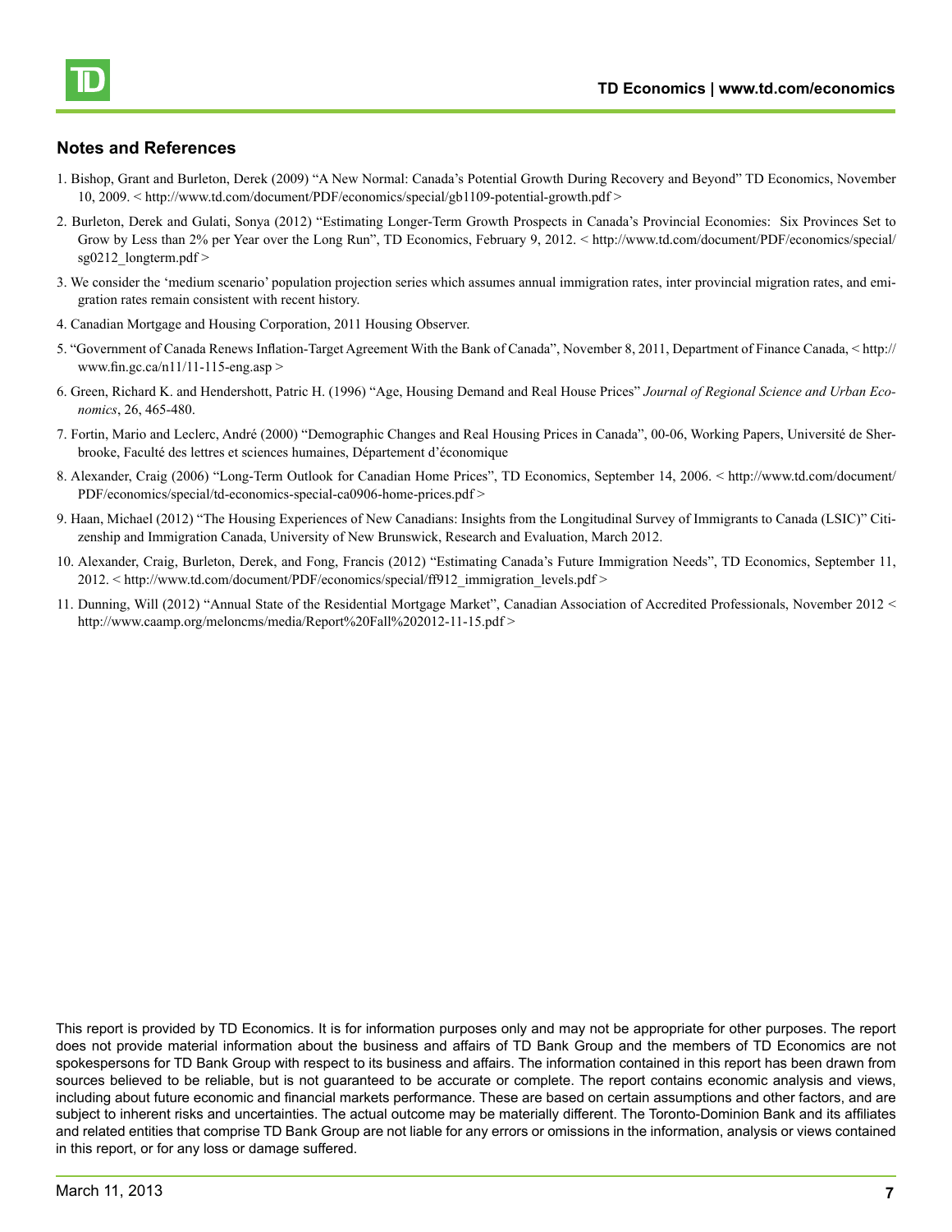## Notes and References

1. Bishop, Grant and Burleton, Derek (2009) "A New Normal: Canada's Potential Growth During Recovery and Beyond" TD Economics, November 10, 2009. < http://www.td.com/document/PDF/economics/special/gb1109-potential-growth.pdf >

2. Burleton, Derek and Gulati, Sonya (2012) "Estimating Longer-Term Growth Prospects in Canada's Provincial Economies: Six Provinces Set to Grow by Less than 2% per Year over the Long Run", TD Economics, February 9, 2012. < http://www.td.com/document/PDF/economics/special/sg0212_longterm.pdf >

3. We consider the 'medium scenario' population projection series which assumes annual immigration rates, inter provincial migration rates, and emigration rates remain consistent with recent history.

4. Canadian Mortgage and Housing Corporation, 2011 Housing Observer.

5. "Government of Canada Renews Inflation-Target Agreement With the Bank of Canada", November 8, 2011, Department of Finance Canada, < http://www.fin.gc.ca/n11/11-115-eng.asp >

6. Green, Richard K. and Hendershott, Patric H. (1996) "Age, Housing Demand and Real House Prices" *Journal of Regional Science and Urban Economics*, 26, 465-480.

7. Fortin, Mario and Leclerc, André (2000) "Demographic Changes and Real Housing Prices in Canada", 00-06, Working Papers, Université de Sherbrooke, Faculté des lettres et sciences humaines, Département d'économique

8. Alexander, Craig (2006) "Long-Term Outlook for Canadian Home Prices", TD Economics, September 14, 2006. < http://www.td.com/document/PDF/economics/special/td-economics-special-ca0906-home-prices.pdf >

9. Haan, Michael (2012) "The Housing Experiences of New Canadians: Insights from the Longitudinal Survey of Immigrants to Canada (LSIC)" Citizenship and Immigration Canada, University of New Brunswick, Research and Evaluation, March 2012.

10. Alexander, Craig, Burleton, Derek, and Fong, Francis (2012) "Estimating Canada's Future Immigration Needs", TD Economics, September 11, 2012. < http://www.td.com/document/PDF/economics/special/ff912_immigration_levels.pdf >

11. Dunning, Will (2012) "Annual State of the Residential Mortgage Market", Canadian Association of Accredited Professionals, November 2012 < http://www.caamp.org/meloncms/media/Report%20Fall%202012-11-15.pdf >

This report is provided by TD Economics. It is for information purposes only and may not be appropriate for other purposes. The report does not provide material information about the business and affairs of TD Bank Group and the members of TD Economics are not spokespersons for TD Bank Group with respect to its business and affairs. The information contained in this report has been drawn from sources believed to be reliable, but is not guaranteed to be accurate or complete. The report contains economic analysis and views, including about future economic and financial markets performance. These are based on certain assumptions and other factors, and are subject to inherent risks and uncertainties. The actual outcome may be materially different. The Toronto-Dominion Bank and its affiliates and related entities that comprise TD Bank Group are not liable for any errors or omissions in the information, analysis or views contained in this report, or for any loss or damage suffered.